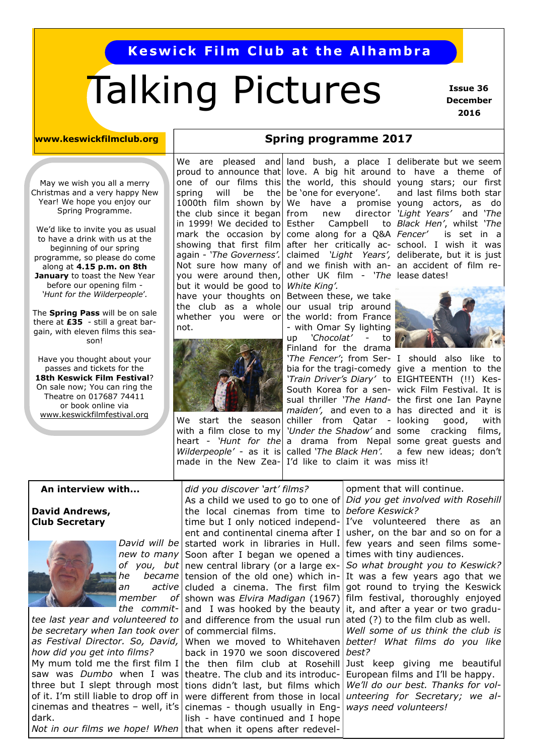**Keswick Film Club at the Alhambra**

# Talking Pictures

**Issue 36**
**December 2016**

**www.keswickfilmclub.org**

May we wish you all a merry Christmas and a very happy New Year! We hope you enjoy our Spring Programme.

We'd like to invite you as usual to have a drink with us at the beginning of our spring programme, so please do come along at **4.15 p.m. on 8th January** to toast the New Year before our opening film - *'Hunt for the Wilderpeople'*.

The **Spring Pass** will be on sale there at **£35** - still a great bargain, with eleven films this season!

Have you thought about your passes and tickets for the **18th Keswick Film Festival**? On sale now; You can ring the Theatre on 017687 74411 or book online via www.keswickfilmfestival.org

## Spring programme 2017

We are pleased and proud to announce that one of our films this spring will be the 1000th film shown by the club since it began in 1999! We decided to mark the occasion by showing that first film again - *'The Governess'*. Not sure how many of you were around then, but it would be good to have your thoughts on the club as a whole whether you were or not.

We start the season with a film close to my heart - *'Hunt for the Wilderpeople'* - as it is made in the New Zealand bush, a place I love. A big hit around the world, this should be 'one for everyone'.

We have a promise from new director Esther Campbell to come along for a Q&A after her critically acclaimed *'Light Years',* and we finish with another UK film - *'The White King'.*

Between these, we take our usual trip around the world: from France - with Omar Sy lighting up *'Chocolat'* - to Finland for the drama *'The Fencer'*; from Serbia for the tragi-comedy *'Train Driver's Diary'* to South Korea for a sensual thriller *'The Handmaiden',* and even to a chiller from Qatar - *'Under the Shadow'* and a drama from Nepal called *'The Black Hen'.* I'd like to claim it was deliberate but we seem to have a theme of young stars; our first and last films both star young actors, as do *'Light Years'* and *'The Black Hen'*, whilst *'The Fencer'* is set in a school. I wish it was deliberate, but it is just an accident of film release dates!

I should also like to give a mention to the EIGHTEENTH (!!) Keswick Film Festival. It is the first one Ian Payne has directed and it is looking good, with some cracking films, some great guests and a few new ideas; don't miss it!

## An interview with...

**David Andrews, Club Secretary**

*David will be new to many of you, but he became an active member of the committee last year and volunteered to be secretary when Ian took over as Festival Director. So, David, how did you get into films?*

My mum told me the first film I saw was *Dumbo* when I was three but I slept through most of it. I'm still liable to drop off in cinemas and theatres – well, it's dark.

*Not in our films we hope! When did you discover 'art' films?*

As a child we used to go to one of the local cinemas from time to time but I only noticed independent and continental cinema after I started work in libraries in Hull. Soon after I began we opened a new central library (or a large extension of the old one) which included a cinema. The first film shown was *Elvira Madigan* (1967) and I was hooked by the beauty and difference from the usual run of commercial films.

When we moved to Whitehaven back in 1970 we soon discovered the then film club at Rosehill theatre. The club and its introductions didn't last, but films which were different from those in local cinemas - though usually in English - have continued and I hope that when it opens after redevelopment that will continue.

*Did you get involved with Rosehill before Keswick?*

I've volunteered there as an usher, on the bar and so on for a few years and seen films sometimes with tiny audiences.

*So what brought you to Keswick?*

It was a few years ago that we got round to trying the Keswick film festival, thoroughly enjoyed it, and after a year or two graduated (?) to the film club as well.

*Well some of us think the club is better! What films do you like best?*

Just keep giving me beautiful European films and I'll be happy.

*We'll do our best. Thanks for volunteering for Secretary; we always need volunteers!*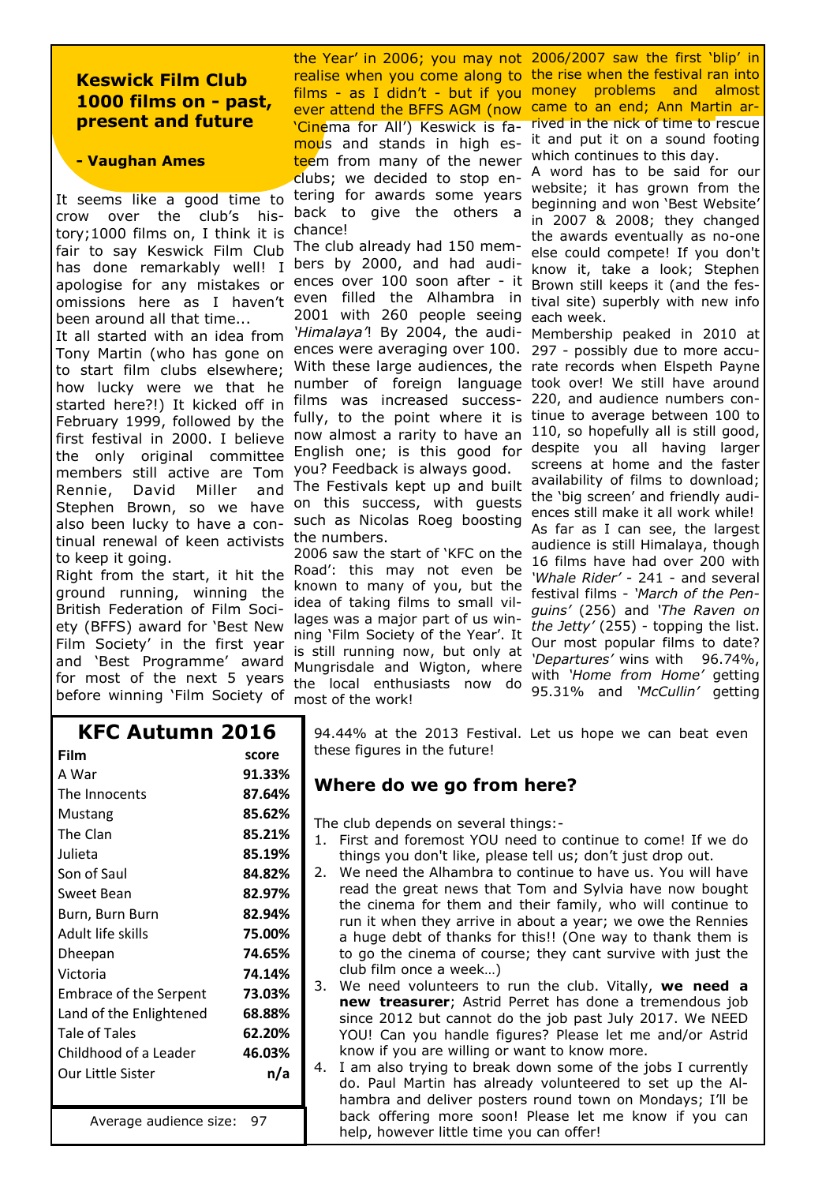## Keswick Film Club 1000 films on - past, present and future

**- Vaughan Ames**

It seems like a good time to crow over the club's history;1000 films on, I think it is fair to say Keswick Film Club has done remarkably well! I apologise for any mistakes or omissions here as I haven't been around all that time...

It all started with an idea from Tony Martin (who has gone on to start film clubs elsewhere; how lucky were we that he started here?!) It kicked off in February 1999, followed by the first festival in 2000. I believe the only original committee members still active are Tom Rennie, David Miller and Stephen Brown, so we have also been lucky to have a continual renewal of keen activists to keep it going.

Right from the start, it hit the ground running, winning the British Federation of Film Society (BFFS) award for 'Best New Film Society' in the first year and 'Best Programme' award for most of the next 5 years before winning 'Film Society of the Year' in 2006; you may not realise when you come along to films - as I didn't - but if you ever attend the BFFS AGM (now 'Cinema for All') Keswick is famous and stands in high esteem from many of the newer clubs; we decided to stop entering for awards some years back to give the others a chance!

The club already had 150 members by 2000, and had audiences over 100 soon after - it even filled the Alhambra in 2001 with 260 people seeing *'Himalaya'*! By 2004, the audiences were averaging over 100. With these large audiences, the number of foreign language films was increased successfully, to the point where it is now almost a rarity to have an English one; is this good for you? Feedback is always good.

The Festivals kept up and built on this success, with guests such as Nicolas Roeg boosting the numbers.

2006 saw the start of 'KFC on the Road': this may not even be known to many of you, but the idea of taking films to small villages was a major part of us winning 'Film Society of the Year'. It is still running now, but only at Mungrisdale and Wigton, where the local enthusiasts now do most of the work!

2006/2007 saw the first 'blip' in the rise when the festival ran into money problems and almost came to an end; Ann Martin arrived in the nick of time to rescue it and put it on a sound footing which continues to this day.

A word has to be said for our website; it has grown from the beginning and won 'Best Website' in 2007 & 2008; they changed the awards eventually as no-one else could compete! If you don't know it, take a look; Stephen Brown still keeps it (and the festival site) superbly with new info each week.

Membership peaked in 2010 at 297 - possibly due to more accurate records when Elspeth Payne took over! We still have around 220, and audience numbers continue to average between 100 to 110, so hopefully all is still good, despite you all having larger screens at home and the faster availability of films to download; the 'big screen' and friendly audiences still make it all work while!

As far as I can see, the largest audience is still Himalaya, though 16 films have had over 200 with *'Whale Rider'* - 241 - and several festival films - *'March of the Penguins'* (256) and *'The Raven on the Jetty'* (255) - topping the list. Our most popular films to date? *'Departures'* wins with 96.74%, with *'Home from Home'* getting 95.31% and *'McCullin'* getting 94.44% at the 2013 Festival. Let us hope we can beat even these figures in the future!

### Where do we go from here?

The club depends on several things:-

1. First and foremost YOU need to continue to come! If we do things you don't like, please tell us; don't just drop out.
2. We need the Alhambra to continue to have us. You will have read the great news that Tom and Sylvia have now bought the cinema for them and their family, who will continue to run it when they arrive in about a year; we owe the Rennies a huge debt of thanks for this!! (One way to thank them is to go the cinema of course; they cant survive with just the club film once a week…)
3. We need volunteers to run the club. Vitally, **we need a new treasurer**; Astrid Perret has done a tremendous job since 2012 but cannot do the job past July 2017. We NEED YOU! Can you handle figures? Please let me and/or Astrid know if you are willing or want to know more.
4. I am also trying to break down some of the jobs I currently do. Paul Martin has already volunteered to set up the Alhambra and deliver posters round town on Mondays; I'll be back offering more soon! Please let me know if you can help, however little time you can offer!

## KFC Autumn 2016

| Film | score |
|---|---|
| A War | 91.33% |
| The Innocents | 87.64% |
| Mustang | 85.62% |
| The Clan | 85.21% |
| Julieta | 85.19% |
| Son of Saul | 84.82% |
| Sweet Bean | 82.97% |
| Burn, Burn Burn | 82.94% |
| Adult life skills | 75.00% |
| Dheepan | 74.65% |
| Victoria | 74.14% |
| Embrace of the Serpent | 73.03% |
| Land of the Enlightened | 68.88% |
| Tale of Tales | 62.20% |
| Childhood of a Leader | 46.03% |
| Our Little Sister | n/a |

Average audience size: 97